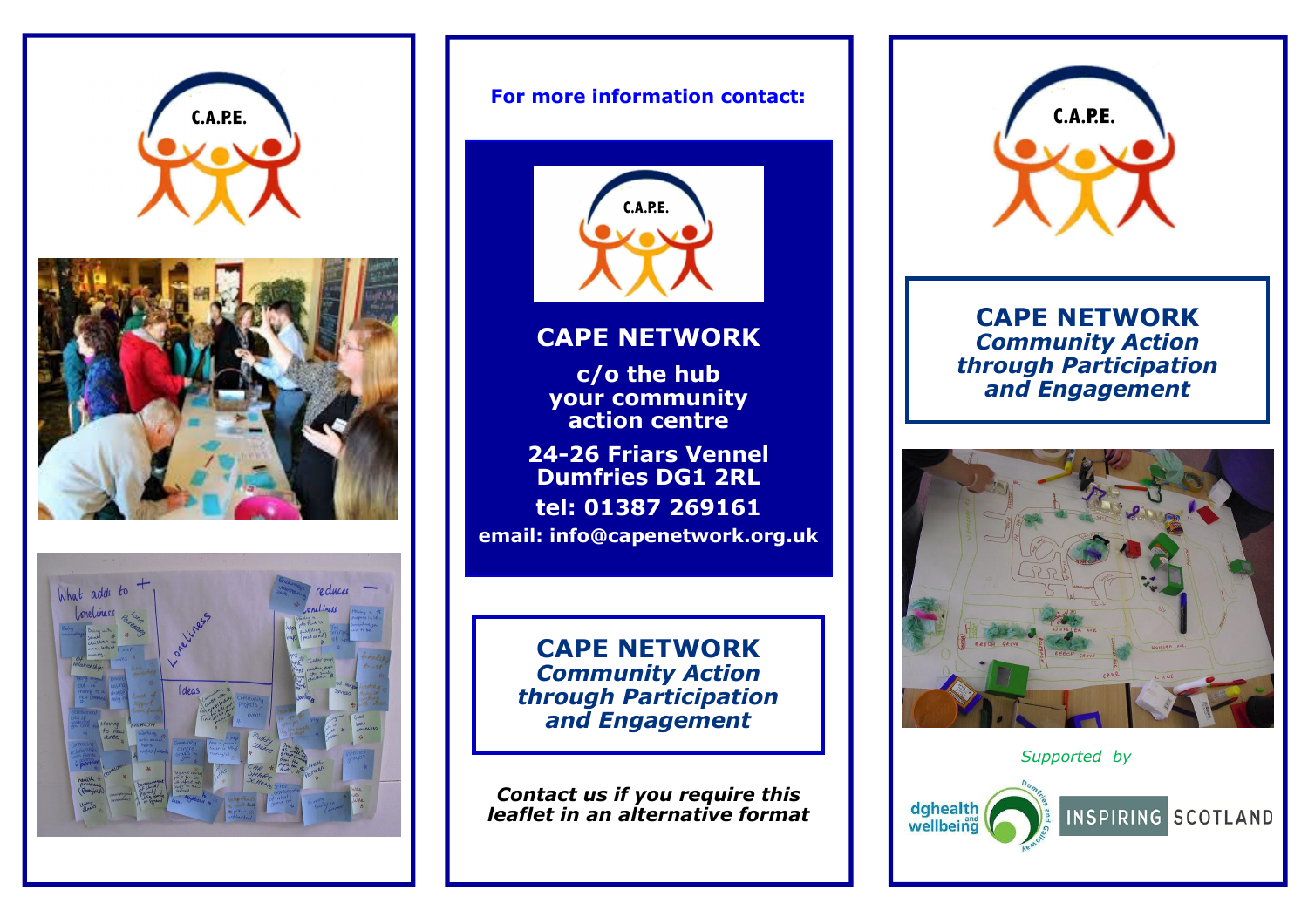C.A.P.E.

**For more information contact:**

C.A.P.E.

## CAPE NETWORK

**c/o the hub
your community
action centre**

**24-26 Friars Vennel
Dumfries DG1 2RL**

**tel: 01387 269161**

**email: info@capenetwork.org.uk**

## CAPE NETWORK

***Community Action
through Participation
and Engagement***

***Contact us if you require this
leaflet in an alternative format***

C.A.P.E.

## CAPE NETWORK

***Community Action
through Participation
and Engagement***

*Supported by*

dghealth and wellbeing

INSPIRING SCOTLAND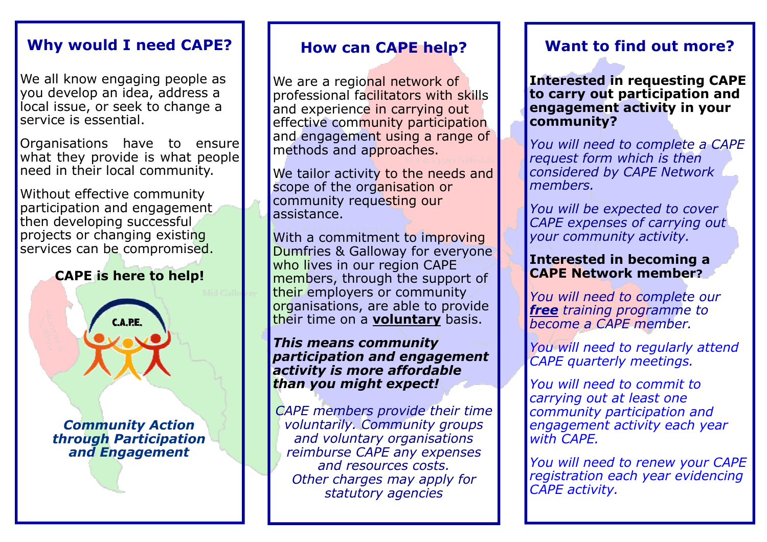## Why would I need CAPE?

We all know engaging people as you develop an idea, address a local issue, or seek to change a service is essential.

Organisations have to ensure what they provide is what people need in their local community.

Without effective community participation and engagement then developing successful projects or changing existing services can be compromised.

**CAPE is here to help!**

C.A.P.E.

***Community Action through Participation and Engagement***

## How can CAPE help?

We are a regional network of professional facilitators with skills and experience in carrying out effective community participation and engagement using a range of methods and approaches.

We tailor activity to the needs and scope of the organisation or community requesting our assistance.

With a commitment to improving Dumfries & Galloway for everyone who lives in our region CAPE members, through the support of their employers or community organisations, are able to provide their time on a **voluntary** basis.

***This means community participation and engagement activity is more affordable than you might expect!***

*CAPE members provide their time voluntarily. Community groups and voluntary organisations reimburse CAPE any expenses and resources costs. Other charges may apply for statutory agencies*

## Want to find out more?

**Interested in requesting CAPE to carry out participation and engagement activity in your community?**

*You will need to complete a CAPE request form which is then considered by CAPE Network members.*

*You will be expected to cover CAPE expenses of carrying out your community activity.*

**Interested in becoming a CAPE Network member?**

*You will need to complete our **free** training programme to become a CAPE member.*

*You will need to regularly attend CAPE quarterly meetings.*

*You will need to commit to carrying out at least one community participation and engagement activity each year with CAPE.*

*You will need to renew your CAPE registration each year evidencing CAPE activity.*